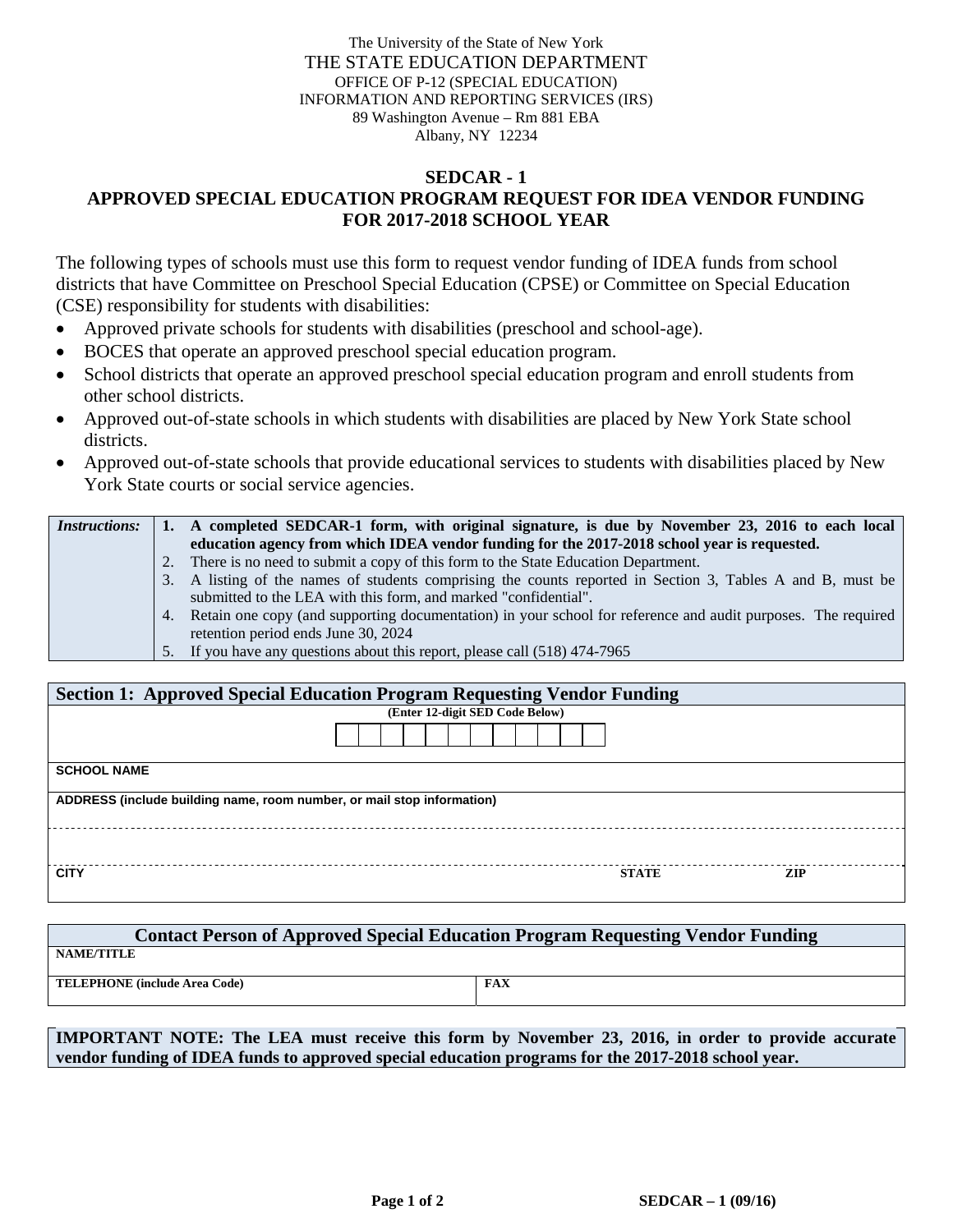The University of the State of New York
THE STATE EDUCATION DEPARTMENT
OFFICE OF P-12 (SPECIAL EDUCATION)
INFORMATION AND REPORTING SERVICES (IRS)
89 Washington Avenue – Rm 881 EBA
Albany, NY 12234

# SEDCAR - 1
# APPROVED SPECIAL EDUCATION PROGRAM REQUEST FOR IDEA VENDOR FUNDING FOR 2017-2018 SCHOOL YEAR

The following types of schools must use this form to request vendor funding of IDEA funds from school districts that have Committee on Preschool Special Education (CPSE) or Committee on Special Education (CSE) responsibility for students with disabilities:

- Approved private schools for students with disabilities (preschool and school-age).
- BOCES that operate an approved preschool special education program.
- School districts that operate an approved preschool special education program and enroll students from other school districts.
- Approved out-of-state schools in which students with disabilities are placed by New York State school districts.
- Approved out-of-state schools that provide educational services to students with disabilities placed by New York State courts or social service agencies.

| *Instructions:* | |
|---|---|
| | **1. A completed SEDCAR-1 form, with original signature, is due by November 23, 2016 to each local education agency from which IDEA vendor funding for the 2017-2018 school year is requested.** |
| | 2. There is no need to submit a copy of this form to the State Education Department. |
| | 3. A listing of the names of students comprising the counts reported in Section 3, Tables A and B, must be submitted to the LEA with this form, and marked "confidential". |
| | 4. Retain one copy (and supporting documentation) in your school for reference and audit purposes. The required retention period ends June 30, 2024 |
| | 5. If you have any questions about this report, please call (518) 474-7965 |

## Section 1: Approved Special Education Program Requesting Vendor Funding

**(Enter 12-digit SED Code Below)**

| | | | | | | | | | | | |
|---|---|---|---|---|---|---|---|---|---|---|---|
| | | | | | | | | | | | |

**SCHOOL NAME**

**ADDRESS (include building name, room number, or mail stop information)**

| CITY | STATE | ZIP |
|---|---|---|
| | | |

## Contact Person of Approved Special Education Program Requesting Vendor Funding

**NAME/TITLE**

| TELEPHONE (include Area Code) | FAX |
|---|---|
| | |

**IMPORTANT NOTE: The LEA must receive this form by November 23, 2016, in order to provide accurate vendor funding of IDEA funds to approved special education programs for the 2017-2018 school year.**

SEDCAR – 1 (09/16)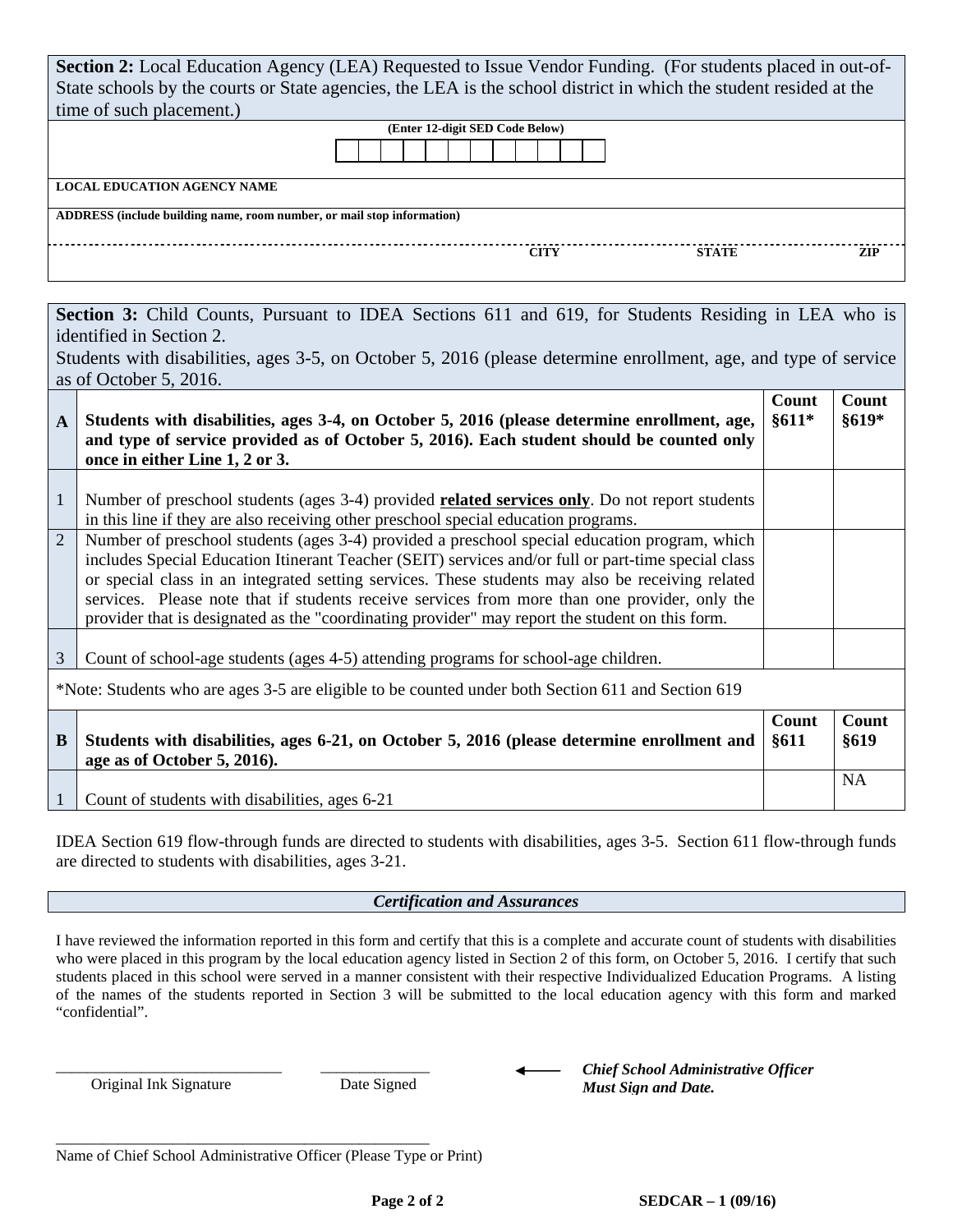**Section 2:** Local Education Agency (LEA) Requested to Issue Vendor Funding. (For students placed in out-of-State schools by the courts or State agencies, the LEA is the school district in which the student resided at the time of such placement.)

**(Enter 12-digit SED Code Below)**

| | | | | | | | | | | | |
|---|---|---|---|---|---|---|---|---|---|---|---|
| | | | | | | | | | | | |

**LOCAL EDUCATION AGENCY NAME**

**ADDRESS (include building name, room number, or mail stop information)**

**CITY** **STATE** **ZIP**

**Section 3:** Child Counts, Pursuant to IDEA Sections 611 and 619, for Students Residing in LEA who is identified in Section 2.

Students with disabilities, ages 3-5, on October 5, 2016 (please determine enrollment, age, and type of service as of October 5, 2016.

| | | | |
|---|---|---|---|
| **A** | **Students with disabilities, ages 3-4, on October 5, 2016 (please determine enrollment, age, and type of service provided as of October 5, 2016). Each student should be counted only once in either Line 1, 2 or 3.** | **Count §611*** | **Count §619*** |
| 1 | Number of preschool students (ages 3-4) provided **<u>related services only</u>**. Do not report students in this line if they are also receiving other preschool special education programs. | | |
| 2 | Number of preschool students (ages 3-4) provided a preschool special education program, which includes Special Education Itinerant Teacher (SEIT) services and/or full or part-time special class or special class in an integrated setting services. These students may also be receiving related services. Please note that if students receive services from more than one provider, only the provider that is designated as the "coordinating provider" may report the student on this form. | | |
| 3 | Count of school-age students (ages 4-5) attending programs for school-age children. | | |

*Note: Students who are ages 3-5 are eligible to be counted under both Section 611 and Section 619

| | | | |
|---|---|---|---|
| **B** | **Students with disabilities, ages 6-21, on October 5, 2016 (please determine enrollment and age as of October 5, 2016).** | **Count §611** | **Count §619** |
| 1 | Count of students with disabilities, ages 6-21 | | NA |

IDEA Section 619 flow-through funds are directed to students with disabilities, ages 3-5. Section 611 flow-through funds are directed to students with disabilities, ages 3-21.

***Certification and Assurances***

I have reviewed the information reported in this form and certify that this is a complete and accurate count of students with disabilities who were placed in this program by the local education agency listed in Section 2 of this form, on October 5, 2016. I certify that such students placed in this school were served in a manner consistent with their respective Individualized Education Programs. A listing of the names of the students reported in Section 3 will be submitted to the local education agency with this form and marked "confidential".

\_\_\_\_\_\_\_\_\_\_\_\_\_\_\_\_\_\_\_\_\_\_\_\_\_\_\_\_ \_\_\_\_\_\_\_\_\_\_\_\_\_\_
Original Ink Signature Date Signed ← ***Chief School Administrative Officer Must Sign and Date.***

\_\_\_\_\_\_\_\_\_\_\_\_\_\_\_\_\_\_\_\_\_\_\_\_\_\_\_\_\_\_\_\_\_\_\_\_\_\_\_\_\_\_\_\_\_\_
Name of Chief School Administrative Officer (Please Type or Print)

**SEDCAR – 1 (09/16)**